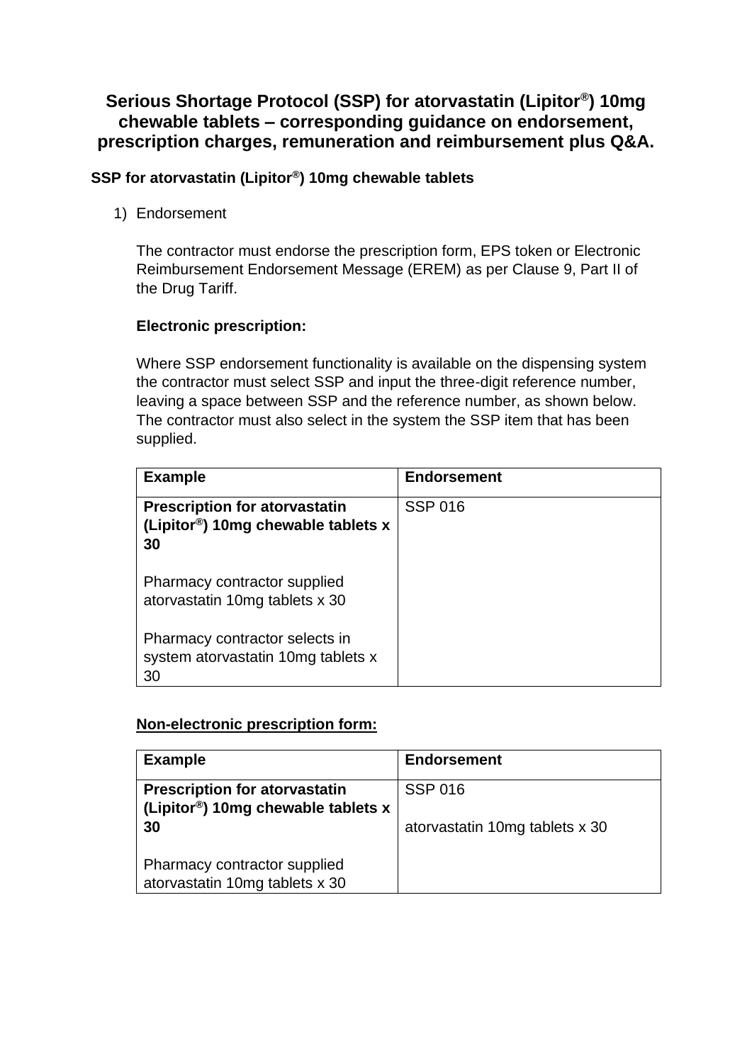# Serious Shortage Protocol (SSP) for atorvastatin (Lipitor®) 10mg chewable tablets – corresponding guidance on endorsement, prescription charges, remuneration and reimbursement plus Q&A.

## SSP for atorvastatin (Lipitor®) 10mg chewable tablets

1) Endorsement

   The contractor must endorse the prescription form, EPS token or Electronic Reimbursement Endorsement Message (EREM) as per Clause 9, Part II of the Drug Tariff.

   **Electronic prescription:**

   Where SSP endorsement functionality is available on the dispensing system the contractor must select SSP and input the three-digit reference number, leaving a space between SSP and the reference number, as shown below. The contractor must also select in the system the SSP item that has been supplied.

| Example | Endorsement |
|---|---|
| **Prescription for atorvastatin (Lipitor®) 10mg chewable tablets x 30**<br><br>Pharmacy contractor supplied atorvastatin 10mg tablets x 30<br><br>Pharmacy contractor selects in system atorvastatin 10mg tablets x 30 | SSP 016 |

   **Non-electronic prescription form:**

| Example | Endorsement |
|---|---|
| **Prescription for atorvastatin (Lipitor®) 10mg chewable tablets x 30**<br><br>Pharmacy contractor supplied atorvastatin 10mg tablets x 30 | SSP 016<br><br>atorvastatin 10mg tablets x 30 |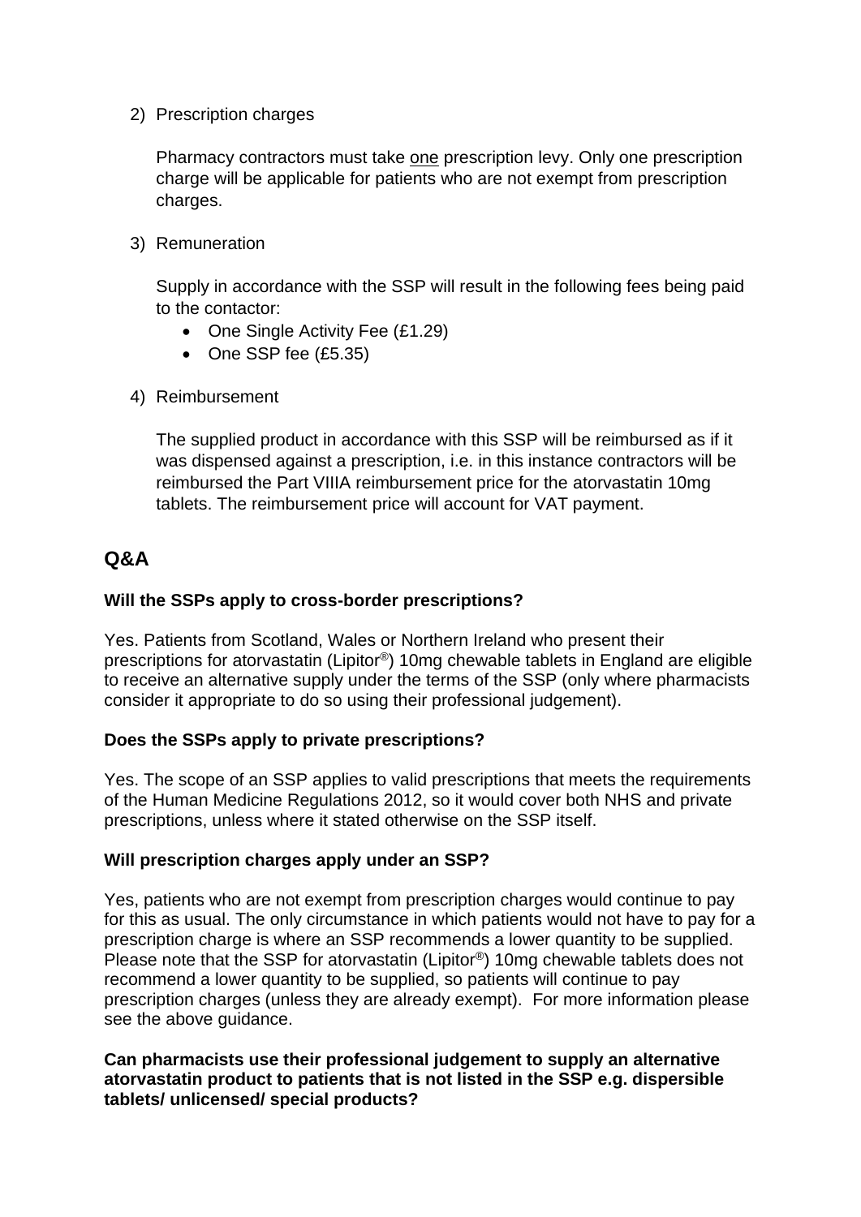2) Prescription charges

   Pharmacy contractors must take <u>one</u> prescription levy. Only one prescription charge will be applicable for patients who are not exempt from prescription charges.

3) Remuneration

   Supply in accordance with the SSP will result in the following fees being paid to the contactor:

   - One Single Activity Fee (£1.29)
   - One SSP fee (£5.35)

4) Reimbursement

   The supplied product in accordance with this SSP will be reimbursed as if it was dispensed against a prescription, i.e. in this instance contractors will be reimbursed the Part VIIIA reimbursement price for the atorvastatin 10mg tablets. The reimbursement price will account for VAT payment.

## Q&A

**Will the SSPs apply to cross-border prescriptions?**

Yes. Patients from Scotland, Wales or Northern Ireland who present their prescriptions for atorvastatin (Lipitor®) 10mg chewable tablets in England are eligible to receive an alternative supply under the terms of the SSP (only where pharmacists consider it appropriate to do so using their professional judgement).

**Does the SSPs apply to private prescriptions?**

Yes. The scope of an SSP applies to valid prescriptions that meets the requirements of the Human Medicine Regulations 2012, so it would cover both NHS and private prescriptions, unless where it stated otherwise on the SSP itself.

**Will prescription charges apply under an SSP?**

Yes, patients who are not exempt from prescription charges would continue to pay for this as usual. The only circumstance in which patients would not have to pay for a prescription charge is where an SSP recommends a lower quantity to be supplied. Please note that the SSP for atorvastatin (Lipitor®) 10mg chewable tablets does not recommend a lower quantity to be supplied, so patients will continue to pay prescription charges (unless they are already exempt). For more information please see the above guidance.

**Can pharmacists use their professional judgement to supply an alternative atorvastatin product to patients that is not listed in the SSP e.g. dispersible tablets/ unlicensed/ special products?**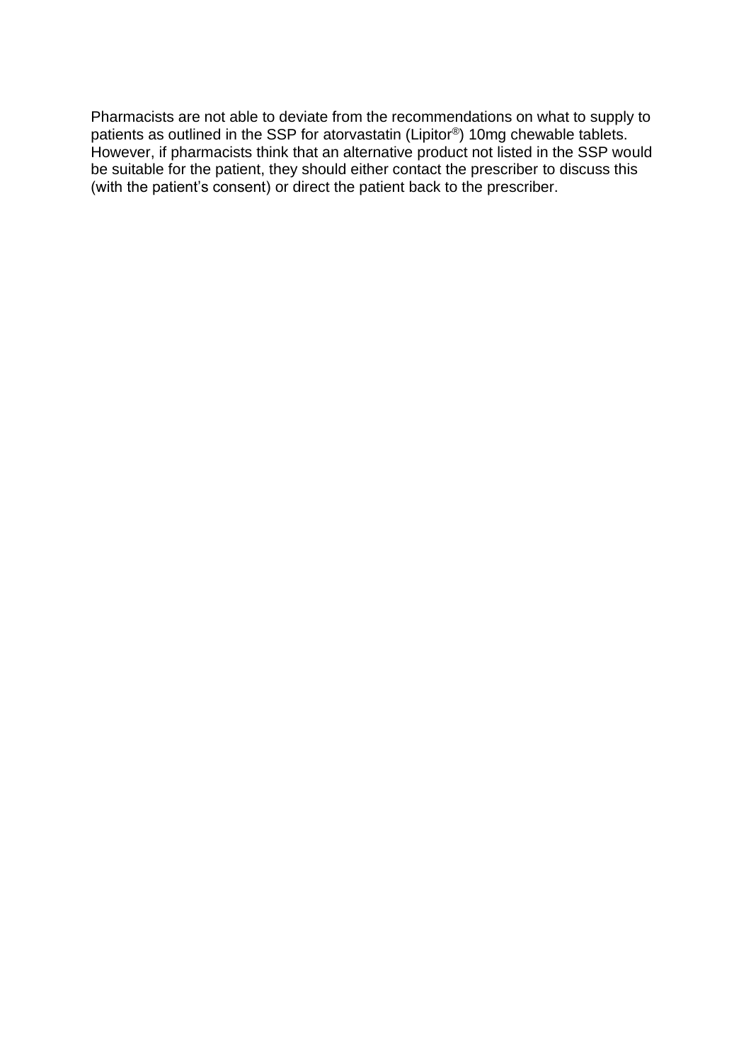Pharmacists are not able to deviate from the recommendations on what to supply to patients as outlined in the SSP for atorvastatin (Lipitor®) 10mg chewable tablets. However, if pharmacists think that an alternative product not listed in the SSP would be suitable for the patient, they should either contact the prescriber to discuss this (with the patient's consent) or direct the patient back to the prescriber.